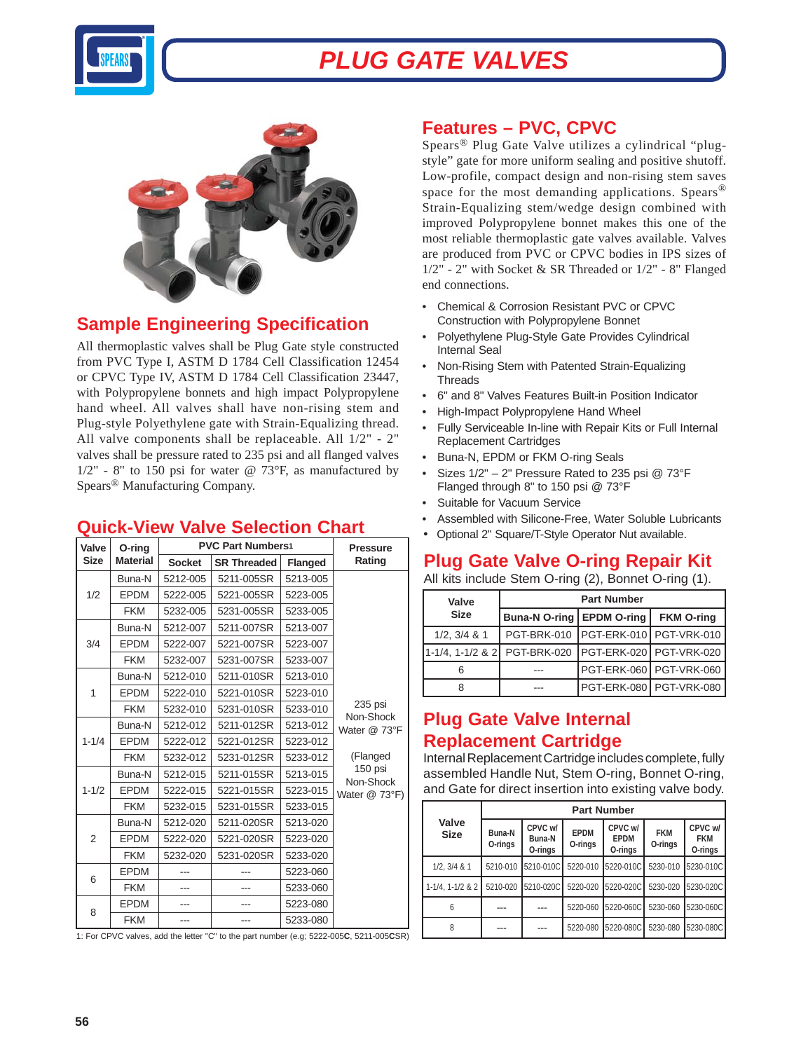# PLUG GATE VALVES

## Sample Engineering Specification

All thermoplastic valves shall be Plug Gate style constructed from PVC Type I, ASTM D 1784 Cell Classification 12454 or CPVC Type IV, ASTM D 1784 Cell Classification 23447, with Polypropylene bonnets and high impact Polypropylene hand wheel. All valves shall have non-rising stem and Plug-style Polyethylene gate with Strain-Equalizing thread. All valve components shall be replaceable. All 1/2" - 2" valves shall be pressure rated to 235 psi and all flanged valves 1/2" - 8" to 150 psi for water @ 73°F, as manufactured by Spears® Manufacturing Company.

## Quick-View Valve Selection Chart

| Valve Size | O-ring Material | PVC Part Numbers[1] | | | Pressure Rating |
|---|---|---|---|---|---|
| | | Socket | SR Threaded | Flanged | |
| 1/2 | Buna-N | 5212-005 | 5211-005SR | 5213-005 | 235 psi Non-Shock Water @ 73°F (Flanged 150 psi Non-Shock Water @ 73°F) |
| | EPDM | 5222-005 | 5221-005SR | 5223-005 | |
| | FKM | 5232-005 | 5231-005SR | 5233-005 | |
| 3/4 | Buna-N | 5212-007 | 5211-007SR | 5213-007 | |
| | EPDM | 5222-007 | 5221-007SR | 5223-007 | |
| | FKM | 5232-007 | 5231-007SR | 5233-007 | |
| 1 | Buna-N | 5212-010 | 5211-010SR | 5213-010 | |
| | EPDM | 5222-010 | 5221-010SR | 5223-010 | |
| | FKM | 5232-010 | 5231-010SR | 5233-010 | |
| 1-1/4 | Buna-N | 5212-012 | 5211-012SR | 5213-012 | |
| | EPDM | 5222-012 | 5221-012SR | 5223-012 | |
| | FKM | 5232-012 | 5231-012SR | 5233-012 | |
| 1-1/2 | Buna-N | 5212-015 | 5211-015SR | 5213-015 | |
| | EPDM | 5222-015 | 5221-015SR | 5223-015 | |
| | FKM | 5232-015 | 5231-015SR | 5233-015 | |
| 2 | Buna-N | 5212-020 | 5211-020SR | 5213-020 | |
| | EPDM | 5222-020 | 5221-020SR | 5223-020 | |
| | FKM | 5232-020 | 5231-020SR | 5233-020 | |
| 6 | EPDM | --- | --- | 5223-060 | |
| | FKM | --- | --- | 5233-060 | |
| 8 | EPDM | --- | --- | 5223-080 | |
| | FKM | --- | --- | 5233-080 | |

1: For CPVC valves, add the letter "C" to the part number (e.g; 5222-005**C**, 5211-005**C**SR)

## Features – PVC, CPVC

Spears® Plug Gate Valve utilizes a cylindrical "plug-style" gate for more uniform sealing and positive shutoff. Low-profile, compact design and non-rising stem saves space for the most demanding applications. Spears® Strain-Equalizing stem/wedge design combined with improved Polypropylene bonnet makes this one of the most reliable thermoplastic gate valves available. Valves are produced from PVC or CPVC bodies in IPS sizes of 1/2" - 2" with Socket & SR Threaded or 1/2" - 8" Flanged end connections.

- Chemical & Corrosion Resistant PVC or CPVC Construction with Polypropylene Bonnet
- Polyethylene Plug-Style Gate Provides Cylindrical Internal Seal
- Non-Rising Stem with Patented Strain-Equalizing Threads
- 6" and 8" Valves Features Built-in Position Indicator
- High-Impact Polypropylene Hand Wheel
- Fully Serviceable In-line with Repair Kits or Full Internal Replacement Cartridges
- Buna-N, EPDM or FKM O-ring Seals
- Sizes 1/2" – 2" Pressure Rated to 235 psi @ 73°F Flanged through 8" to 150 psi @ 73°F
- Suitable for Vacuum Service
- Assembled with Silicone-Free, Water Soluble Lubricants
- Optional 2" Square/T-Style Operator Nut available.

## Plug Gate Valve O-ring Repair Kit

All kits include Stem O-ring (2), Bonnet O-ring (1).

| Valve Size | Part Number | | |
|---|---|---|---|
| | Buna-N O-ring | EPDM O-ring | FKM O-ring |
| 1/2, 3/4 & 1 | PGT-BRK-010 | PGT-ERK-010 | PGT-VRK-010 |
| 1-1/4, 1-1/2 & 2 | PGT-BRK-020 | PGT-ERK-020 | PGT-VRK-020 |
| 6 | --- | PGT-ERK-060 | PGT-VRK-060 |
| 8 | --- | PGT-ERK-080 | PGT-VRK-080 |

## Plug Gate Valve Internal Replacement Cartridge

Internal Replacement Cartridge includes complete, fully assembled Handle Nut, Stem O-ring, Bonnet O-ring, and Gate for direct insertion into existing valve body.

| Valve Size | Part Number | | | | | |
|---|---|---|---|---|---|---|
| | Buna-N O-rings | CPVC w/ Buna-N O-rings | EPDM O-rings | CPVC w/ EPDM O-rings | FKM O-rings | CPVC w/ FKM O-rings |
| 1/2, 3/4 & 1 | 5210-010 | 5210-010C | 5220-010 | 5220-010C | 5230-010 | 5230-010C |
| 1-1/4, 1-1/2 & 2 | 5210-020 | 5210-020C | 5220-020 | 5220-020C | 5230-020 | 5230-020C |
| 6 | --- | --- | 5220-060 | 5220-060C | 5230-060 | 5230-060C |
| 8 | --- | --- | 5220-080 | 5220-080C | 5230-080 | 5230-080C |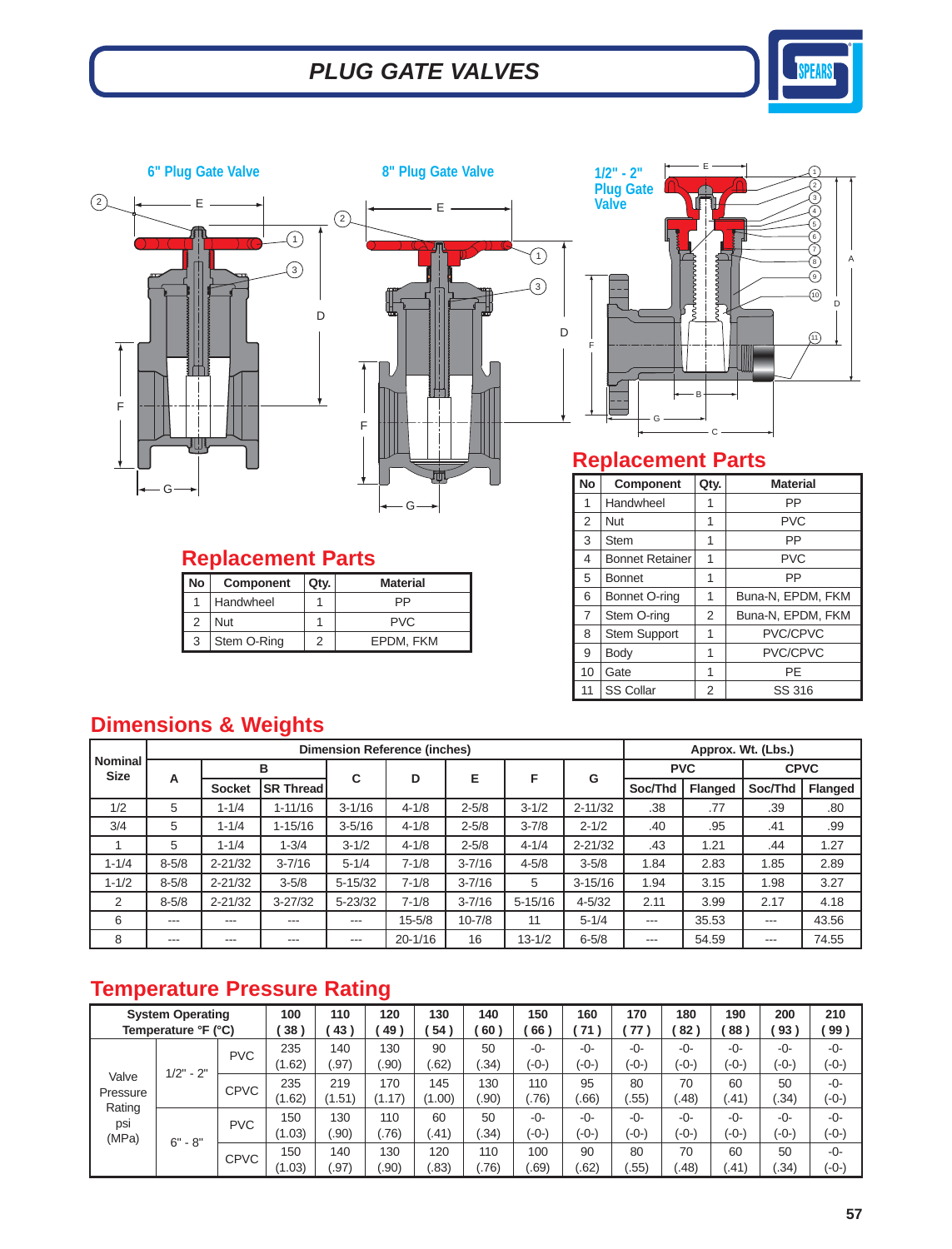# PLUG GATE VALVES

6" Plug Gate Valve

8" Plug Gate Valve

1/2" - 2" Plug Gate Valve

## Replacement Parts

| No | Component | Qty. | Material |
|---|---|---|---|
| 1 | Handwheel | 1 | PP |
| 2 | Nut | 1 | PVC |
| 3 | Stem O-Ring | 2 | EPDM, FKM |

## Replacement Parts

| No | Component | Qty. | Material |
|---|---|---|---|
| 1 | Handwheel | 1 | PP |
| 2 | Nut | 1 | PVC |
| 3 | Stem | 1 | PP |
| 4 | Bonnet Retainer | 1 | PVC |
| 5 | Bonnet | 1 | PP |
| 6 | Bonnet O-ring | 1 | Buna-N, EPDM, FKM |
| 7 | Stem O-ring | 2 | Buna-N, EPDM, FKM |
| 8 | Stem Support | 1 | PVC/CPVC |
| 9 | Body | 1 | PVC/CPVC |
| 10 | Gate | 1 | PE |
| 11 | SS Collar | 2 | SS 316 |

## Dimensions & Weights

| Nominal Size | Dimension Reference (inches) | | | | | | | | Approx. Wt. (Lbs.) | | | |
|---|---|---|---|---|---|---|---|---|---|---|---|---|
| | A | B | | C | D | E | F | G | PVC | | CPVC | |
| | | Socket | SR Thread | | | | | | Soc/Thd | Flanged | Soc/Thd | Flanged |
| 1/2 | 5 | 1-1/4 | 1-11/16 | 3-1/16 | 4-1/8 | 2-5/8 | 3-1/2 | 2-11/32 | .38 | .77 | .39 | .80 |
| 3/4 | 5 | 1-1/4 | 1-15/16 | 3-5/16 | 4-1/8 | 2-5/8 | 3-7/8 | 2-1/2 | .40 | .95 | .41 | .99 |
| 1 | 5 | 1-1/4 | 1-3/4 | 3-1/2 | 4-1/8 | 2-5/8 | 4-1/4 | 2-21/32 | .43 | 1.21 | .44 | 1.27 |
| 1-1/4 | 8-5/8 | 2-21/32 | 3-7/16 | 5-1/4 | 7-1/8 | 3-7/16 | 4-5/8 | 3-5/8 | 1.84 | 2.83 | 1.85 | 2.89 |
| 1-1/2 | 8-5/8 | 2-21/32 | 3-5/8 | 5-15/32 | 7-1/8 | 3-7/16 | 5 | 3-15/16 | 1.94 | 3.15 | 1.98 | 3.27 |
| 2 | 8-5/8 | 2-21/32 | 3-27/32 | 5-23/32 | 7-1/8 | 3-7/16 | 5-15/16 | 4-5/32 | 2.11 | 3.99 | 2.17 | 4.18 |
| 6 | --- | --- | --- | --- | 15-5/8 | 10-7/8 | 11 | 5-1/4 | --- | 35.53 | --- | 43.56 |
| 8 | --- | --- | --- | --- | 20-1/16 | 16 | 13-1/2 | 6-5/8 | --- | 54.59 | --- | 74.55 |

## Temperature Pressure Rating

| System Operating Temperature °F (°C) | | | 100 (38) | 110 (43) | 120 (49) | 130 (54) | 140 (60) | 150 (66) | 160 (71) | 170 (77) | 180 (82) | 190 (88) | 200 (93) | 210 (99) |
|---|---|---|---|---|---|---|---|---|---|---|---|---|---|---|
| Valve Pressure Rating psi (MPa) | 1/2" - 2" | PVC | 235 (1.62) | 140 (.97) | 130 (.90) | 90 (.62) | 50 (.34) | -0- (-0-) | -0- (-0-) | -0- (-0-) | -0- (-0-) | -0- (-0-) | -0- (-0-) | -0- (-0-) |
| | | CPVC | 235 (1.62) | 219 (1.51) | 170 (1.17) | 145 (1.00) | 130 (.90) | 110 (.76) | 95 (.66) | 80 (.55) | 70 (.48) | 60 (.41) | 50 (.34) | -0- (-0-) |
| | 6" - 8" | PVC | 150 (1.03) | 130 (.90) | 110 (.76) | 60 (.41) | 50 (.34) | -0- (-0-) | -0- (-0-) | -0- (-0-) | -0- (-0-) | -0- (-0-) | -0- (-0-) | -0- (-0-) |
| | | CPVC | 150 (1.03) | 140 (.97) | 130 (.90) | 120 (.83) | 110 (.76) | 100 (.69) | 90 (.62) | 80 (.55) | 70 (.48) | 60 (.41) | 50 (.34) | -0- (-0-) |